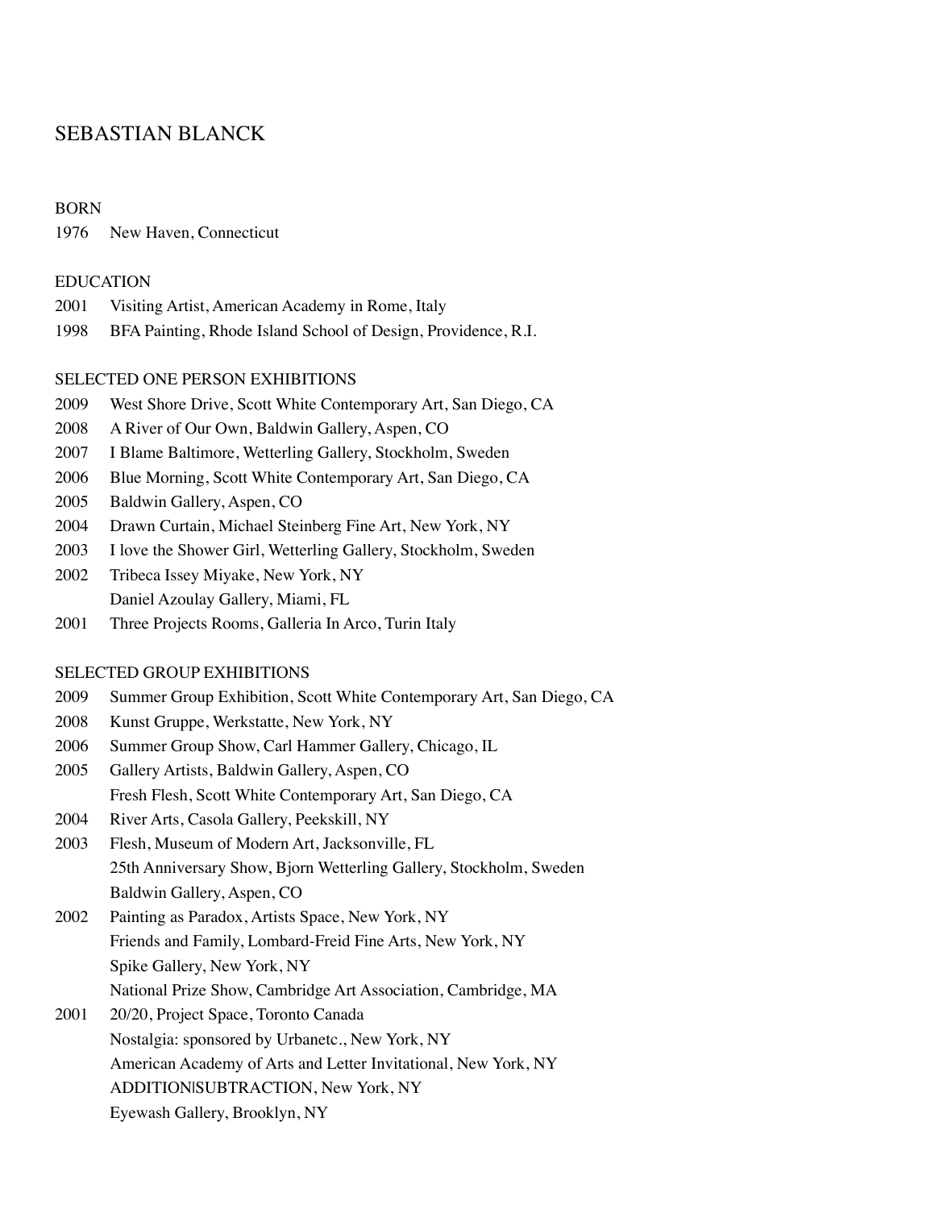# SEBASTIAN BLANCK

## BORN

1976 New Haven, Connecticut

## EDUCATION

2001 Visiting Artist, American Academy in Rome, Italy

1998 BFA Painting, Rhode Island School of Design, Providence, R.I.

## SELECTED ONE PERSON EXHIBITIONS

2009 West Shore Drive, Scott White Contemporary Art, San Diego, CA

2008 A River of Our Own, Baldwin Gallery, Aspen, CO

2007 I Blame Baltimore, Wetterling Gallery, Stockholm, Sweden

2006 Blue Morning, Scott White Contemporary Art, San Diego, CA

2005 Baldwin Gallery, Aspen, CO

2004 Drawn Curtain, Michael Steinberg Fine Art, New York, NY

2003 I love the Shower Girl, Wetterling Gallery, Stockholm, Sweden

2002 Tribeca Issey Miyake, New York, NY
Daniel Azoulay Gallery, Miami, FL

2001 Three Projects Rooms, Galleria In Arco, Turin Italy

## SELECTED GROUP EXHIBITIONS

2009 Summer Group Exhibition, Scott White Contemporary Art, San Diego, CA

2008 Kunst Gruppe, Werkstatte, New York, NY

2006 Summer Group Show, Carl Hammer Gallery, Chicago, IL

2005 Gallery Artists, Baldwin Gallery, Aspen, CO
Fresh Flesh, Scott White Contemporary Art, San Diego, CA

2004 River Arts, Casola Gallery, Peekskill, NY

2003 Flesh, Museum of Modern Art, Jacksonville, FL
25th Anniversary Show, Bjorn Wetterling Gallery, Stockholm, Sweden
Baldwin Gallery, Aspen, CO

2002 Painting as Paradox, Artists Space, New York, NY
Friends and Family, Lombard-Freid Fine Arts, New York, NY
Spike Gallery, New York, NY
National Prize Show, Cambridge Art Association, Cambridge, MA

2001 20/20, Project Space, Toronto Canada
Nostalgia: sponsored by Urbanetc., New York, NY
American Academy of Arts and Letter Invitational, New York, NY
ADDITION|SUBTRACTION, New York, NY
Eyewash Gallery, Brooklyn, NY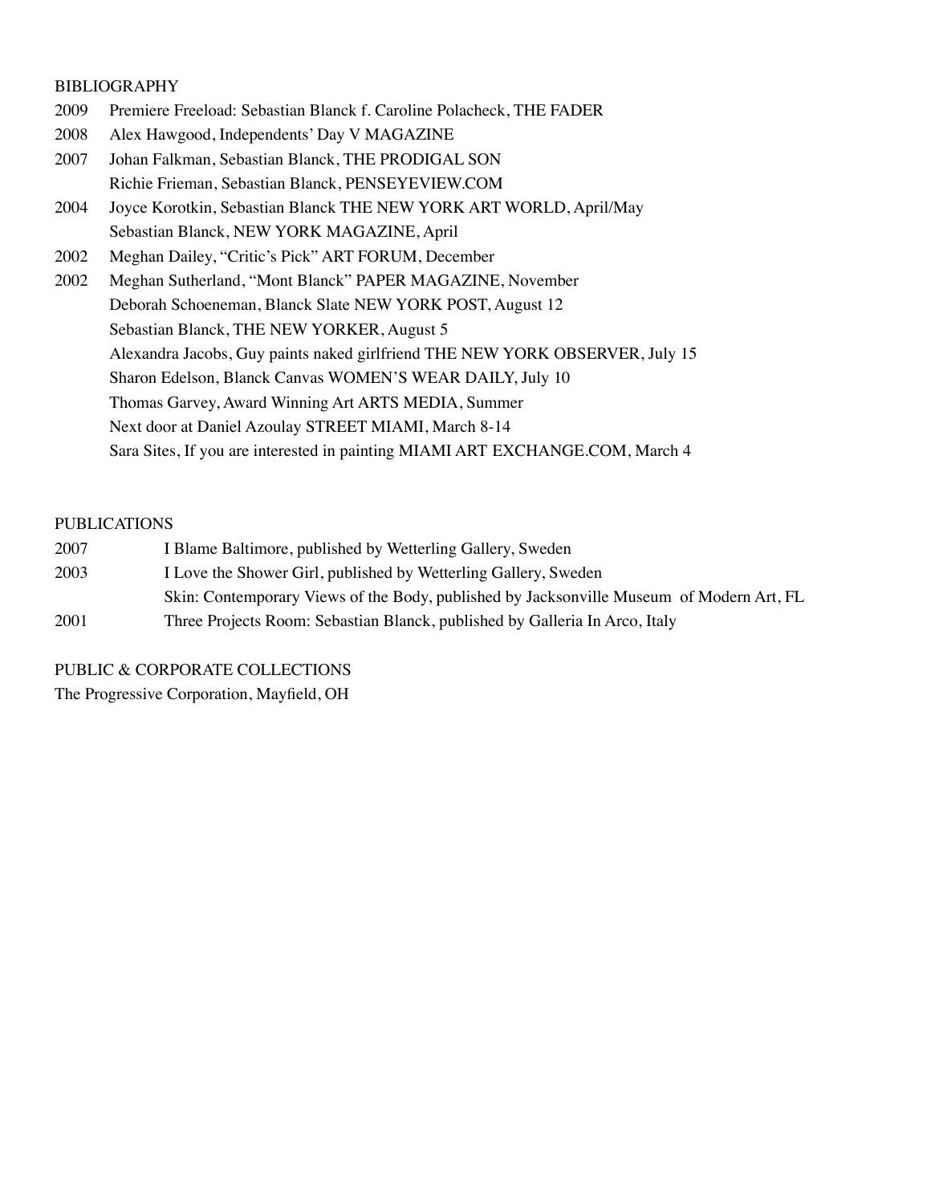## BIBLIOGRAPHY

2009 Premiere Freeload: Sebastian Blanck f. Caroline Polacheck, THE FADER

2008 Alex Hawgood, Independents' Day V MAGAZINE

2007 Johan Falkman, Sebastian Blanck, THE PRODIGAL SON
Richie Frieman, Sebastian Blanck, PENSEYEVIEW.COM

2004 Joyce Korotkin, Sebastian Blanck THE NEW YORK ART WORLD, April/May
Sebastian Blanck, NEW YORK MAGAZINE, April

2002 Meghan Dailey, "Critic's Pick" ART FORUM, December

2002 Meghan Sutherland, "Mont Blanck" PAPER MAGAZINE, November
Deborah Schoeneman, Blanck Slate NEW YORK POST, August 12
Sebastian Blanck, THE NEW YORKER, August 5
Alexandra Jacobs, Guy paints naked girlfriend THE NEW YORK OBSERVER, July 15
Sharon Edelson, Blanck Canvas WOMEN'S WEAR DAILY, July 10
Thomas Garvey, Award Winning Art ARTS MEDIA, Summer
Next door at Daniel Azoulay STREET MIAMI, March 8-14
Sara Sites, If you are interested in painting MIAMI ART EXCHANGE.COM, March 4

## PUBLICATIONS

2007 I Blame Baltimore, published by Wetterling Gallery, Sweden

2003 I Love the Shower Girl, published by Wetterling Gallery, Sweden
Skin: Contemporary Views of the Body, published by Jacksonville Museum of Modern Art, FL

2001 Three Projects Room: Sebastian Blanck, published by Galleria In Arco, Italy

## PUBLIC & CORPORATE COLLECTIONS

The Progressive Corporation, Mayfield, OH